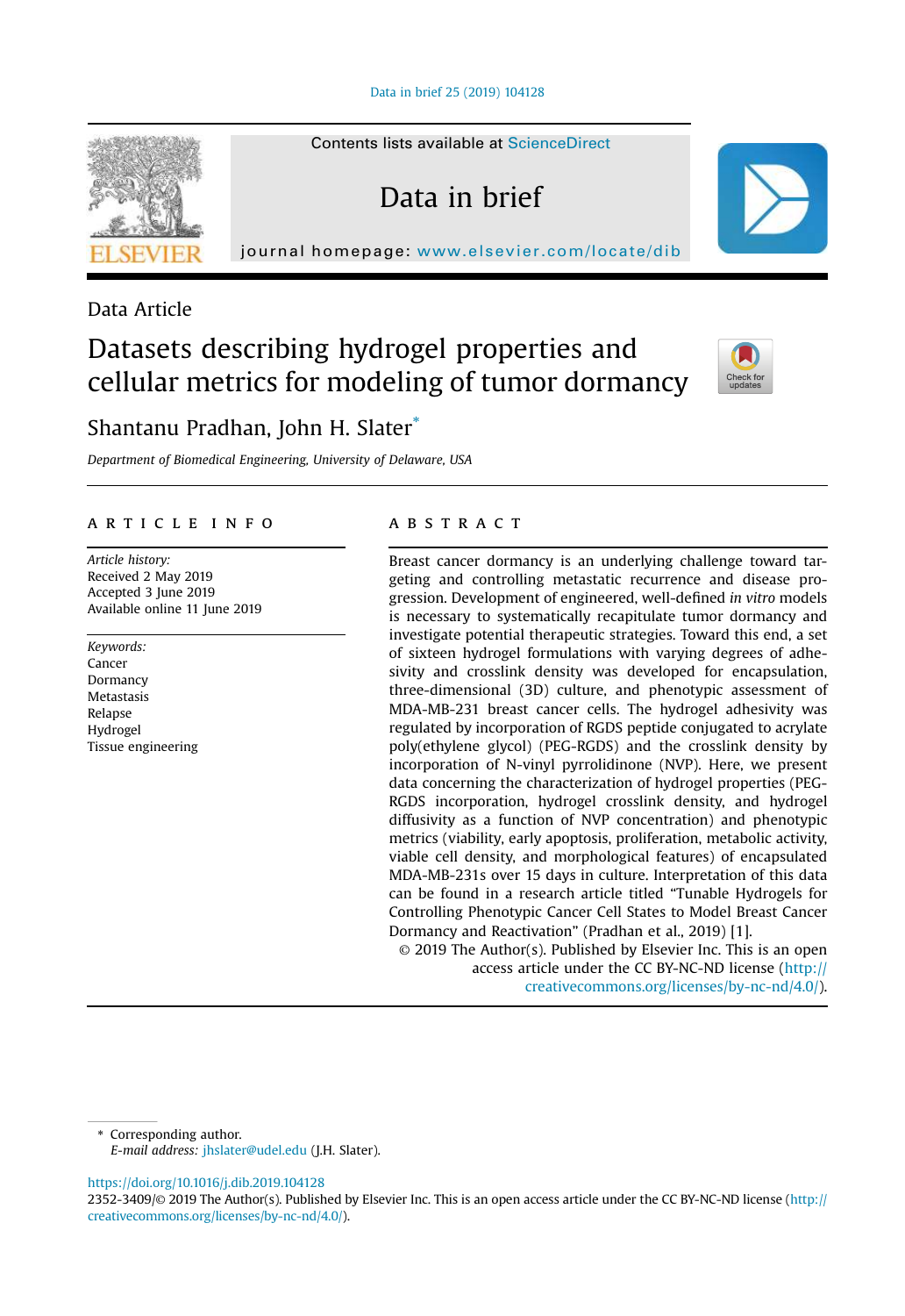Data Article

# Datasets describing hydrogel properties and cellular metrics for modeling of tumor dormancy

Shantanu Pradhan, John H. Slater*

*Department of Biomedical Engineering, University of Delaware, USA*

## ARTICLE INFO

*Article history:*
Received 2 May 2019
Accepted 3 June 2019
Available online 11 June 2019

*Keywords:*
Cancer
Dormancy
Metastasis
Relapse
Hydrogel
Tissue engineering

## ABSTRACT

Breast cancer dormancy is an underlying challenge toward targeting and controlling metastatic recurrence and disease progression. Development of engineered, well-defined *in vitro* models is necessary to systematically recapitulate tumor dormancy and investigate potential therapeutic strategies. Toward this end, a set of sixteen hydrogel formulations with varying degrees of adhesivity and crosslink density was developed for encapsulation, three-dimensional (3D) culture, and phenotypic assessment of MDA-MB-231 breast cancer cells. The hydrogel adhesivity was regulated by incorporation of RGDS peptide conjugated to acrylate poly(ethylene glycol) (PEG-RGDS) and the crosslink density by incorporation of N-vinyl pyrrolidinone (NVP). Here, we present data concerning the characterization of hydrogel properties (PEG-RGDS incorporation, hydrogel crosslink density, and hydrogel diffusivity as a function of NVP concentration) and phenotypic metrics (viability, early apoptosis, proliferation, metabolic activity, viable cell density, and morphological features) of encapsulated MDA-MB-231s over 15 days in culture. Interpretation of this data can be found in a research article titled "Tunable Hydrogels for Controlling Phenotypic Cancer Cell States to Model Breast Cancer Dormancy and Reactivation" (Pradhan et al., 2019) [1].

© 2019 The Author(s). Published by Elsevier Inc. This is an open access article under the CC BY-NC-ND license (http://creativecommons.org/licenses/by-nc-nd/4.0/).

---

\* Corresponding author.
*E-mail address:* jhslater@udel.edu (J.H. Slater).

https://doi.org/10.1016/j.dib.2019.104128
2352-3409/© 2019 The Author(s). Published by Elsevier Inc. This is an open access article under the CC BY-NC-ND license (http://creativecommons.org/licenses/by-nc-nd/4.0/).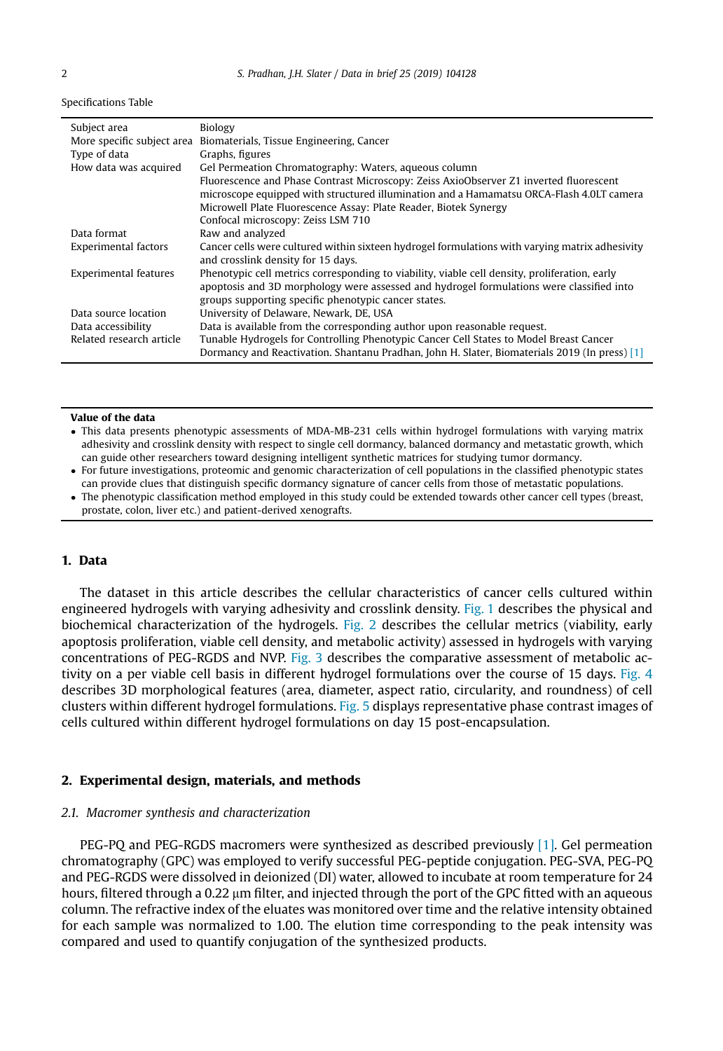Specifications Table

| | |
|---|---|
| Subject area | Biology |
| More specific subject area | Biomaterials, Tissue Engineering, Cancer |
| Type of data | Graphs, figures |
| How data was acquired | Gel Permeation Chromatography: Waters, aqueous column<br>Fluorescence and Phase Contrast Microscopy: Zeiss AxioObserver Z1 inverted fluorescent microscope equipped with structured illumination and a Hamamatsu ORCA-Flash 4.0LT camera<br>Microwell Plate Fluorescence Assay: Plate Reader, Biotek Synergy<br>Confocal microscopy: Zeiss LSM 710 |
| Data format | Raw and analyzed |
| Experimental factors | Cancer cells were cultured within sixteen hydrogel formulations with varying matrix adhesivity and crosslink density for 15 days. |
| Experimental features | Phenotypic cell metrics corresponding to viability, viable cell density, proliferation, early apoptosis and 3D morphology were assessed and hydrogel formulations were classified into groups supporting specific phenotypic cancer states. |
| Data source location | University of Delaware, Newark, DE, USA |
| Data accessibility | Data is available from the corresponding author upon reasonable request. |
| Related research article | Tunable Hydrogels for Controlling Phenotypic Cancer Cell States to Model Breast Cancer Dormancy and Reactivation. Shantanu Pradhan, John H. Slater, Biomaterials 2019 (In press) [1] |

**Value of the data**

- This data presents phenotypic assessments of MDA-MB-231 cells within hydrogel formulations with varying matrix adhesivity and crosslink density with respect to single cell dormancy, balanced dormancy and metastatic growth, which can guide other researchers toward designing intelligent synthetic matrices for studying tumor dormancy.
- For future investigations, proteomic and genomic characterization of cell populations in the classified phenotypic states can provide clues that distinguish specific dormancy signature of cancer cells from those of metastatic populations.
- The phenotypic classification method employed in this study could be extended towards other cancer cell types (breast, prostate, colon, liver etc.) and patient-derived xenografts.

## 1. Data

The dataset in this article describes the cellular characteristics of cancer cells cultured within engineered hydrogels with varying adhesivity and crosslink density. Fig. 1 describes the physical and biochemical characterization of the hydrogels. Fig. 2 describes the cellular metrics (viability, early apoptosis proliferation, viable cell density, and metabolic activity) assessed in hydrogels with varying concentrations of PEG-RGDS and NVP. Fig. 3 describes the comparative assessment of metabolic activity on a per viable cell basis in different hydrogel formulations over the course of 15 days. Fig. 4 describes 3D morphological features (area, diameter, aspect ratio, circularity, and roundness) of cell clusters within different hydrogel formulations. Fig. 5 displays representative phase contrast images of cells cultured within different hydrogel formulations on day 15 post-encapsulation.

## 2. Experimental design, materials, and methods

### 2.1. Macromer synthesis and characterization

PEG-PQ and PEG-RGDS macromers were synthesized as described previously [1]. Gel permeation chromatography (GPC) was employed to verify successful PEG-peptide conjugation. PEG-SVA, PEG-PQ and PEG-RGDS were dissolved in deionized (DI) water, allowed to incubate at room temperature for 24 hours, filtered through a 0.22 μm filter, and injected through the port of the GPC fitted with an aqueous column. The refractive index of the eluates was monitored over time and the relative intensity obtained for each sample was normalized to 1.00. The elution time corresponding to the peak intensity was compared and used to quantify conjugation of the synthesized products.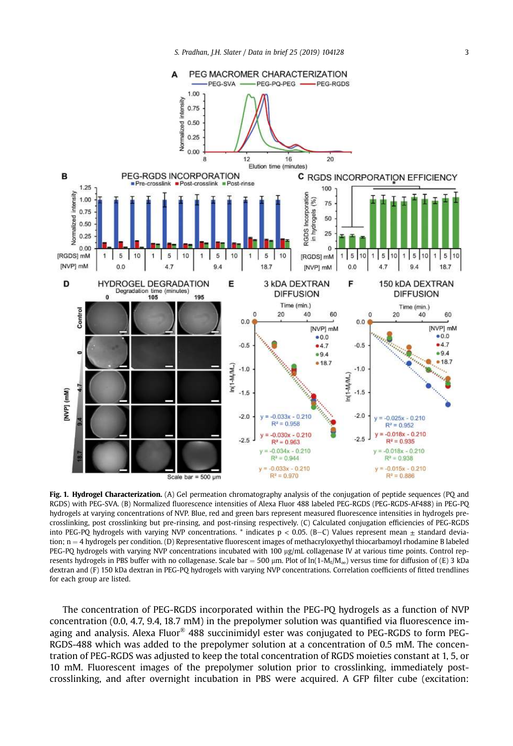**Fig. 1. Hydrogel Characterization.** (A) Gel permeation chromatography analysis of the conjugation of peptide sequences (PQ and RGDS) with PEG-SVA. (B) Normalized fluorescence intensities of Alexa Fluor 488 labeled PEG-RGDS (PEG-RGDS-AF488) in PEG-PQ hydrogels at varying concentrations of NVP. Blue, red and green bars represent measured fluorescence intensities in hydrogels pre-crosslinking, post crosslinking but pre-rinsing, and post-rinsing respectively. (C) Calculated conjugation efficiencies of PEG-RGDS into PEG-PQ hydrogels with varying NVP concentrations. * indicates $p < 0.05$. (B–C) Values represent mean ± standard deviation; n = 4 hydrogels per condition. (D) Representative fluorescent images of methacryloxyethyl thiocarbamoyl rhodamine B labeled PEG-PQ hydrogels with varying NVP concentrations incubated with 100 μg/mL collagenase IV at various time points. Control represents hydrogels in PBS buffer with no collagenase. Scale bar = 500 μm. Plot of $\ln(1\text{-}M_t/M_\infty)$ versus time for diffusion of (E) 3 kDa dextran and (F) 150 kDa dextran in PEG-PQ hydrogels with varying NVP concentrations. Correlation coefficients of fitted trendlines for each group are listed.

The concentration of PEG-RGDS incorporated within the PEG-PQ hydrogels as a function of NVP concentration (0.0, 4.7, 9.4, 18.7 mM) in the prepolymer solution was quantified via fluorescence imaging and analysis. Alexa Fluor® 488 succinimidyl ester was conjugated to PEG-RGDS to form PEG-RGDS-488 which was added to the prepolymer solution at a concentration of 0.5 mM. The concentration of PEG-RGDS was adjusted to keep the total concentration of RGDS moieties constant at 1, 5, or 10 mM. Fluorescent images of the prepolymer solution prior to crosslinking, immediately post-crosslinking, and after overnight incubation in PBS were acquired. A GFP filter cube (excitation: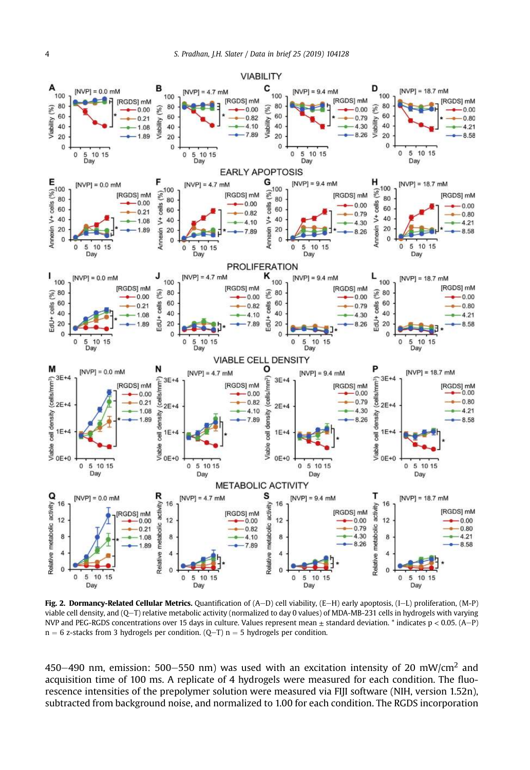**Fig. 2. Dormancy-Related Cellular Metrics.** Quantification of (A–D) cell viability, (E–H) early apoptosis, (I–L) proliferation, (M-P) viable cell density, and (Q–T) relative metabolic activity (normalized to day 0 values) of MDA-MB-231 cells in hydrogels with varying NVP and PEG-RGDS concentrations over 15 days in culture. Values represent mean ± standard deviation. * indicates $p < 0.05$. (A–P) n = 6 z-stacks from 3 hydrogels per condition. (Q–T) n = 5 hydrogels per condition.

450–490 nm, emission: 500–550 nm) was used with an excitation intensity of 20 mW/cm$^2$ and acquisition time of 100 ms. A replicate of 4 hydrogels were measured for each condition. The fluorescence intensities of the prepolymer solution were measured via FIJI software (NIH, version 1.52n), subtracted from background noise, and normalized to 1.00 for each condition. The RGDS incorporation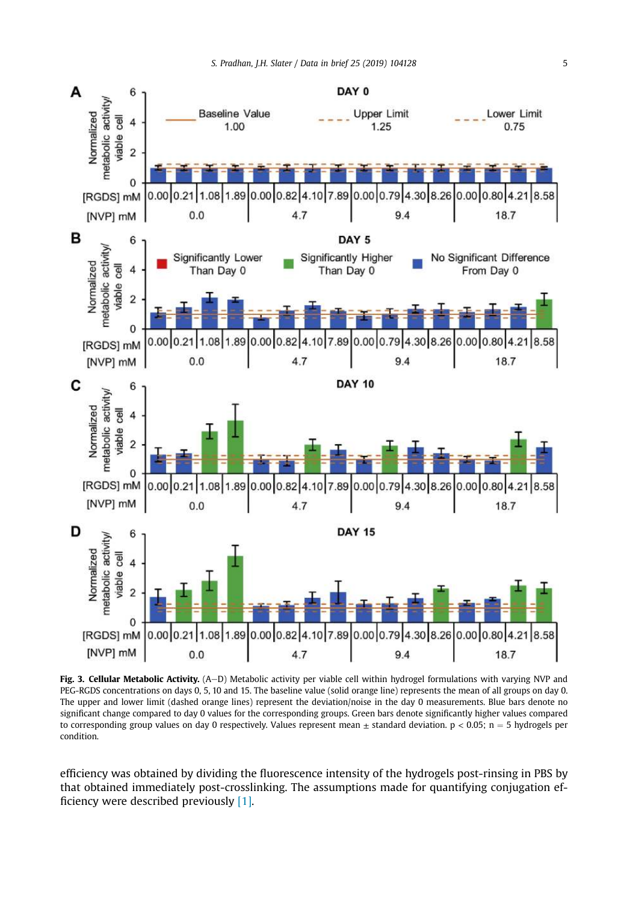**Fig. 3. Cellular Metabolic Activity.** (A–D) Metabolic activity per viable cell within hydrogel formulations with varying NVP and PEG-RGDS concentrations on days 0, 5, 10 and 15. The baseline value (solid orange line) represents the mean of all groups on day 0. The upper and lower limit (dashed orange lines) represent the deviation/noise in the day 0 measurements. Blue bars denote no significant change compared to day 0 values for the corresponding groups. Green bars denote significantly higher values compared to corresponding group values on day 0 respectively. Values represent mean ± standard deviation. $p < 0.05$; $n = 5$ hydrogels per condition.

efficiency was obtained by dividing the fluorescence intensity of the hydrogels post-rinsing in PBS by that obtained immediately post-crosslinking. The assumptions made for quantifying conjugation efficiency were described previously [1].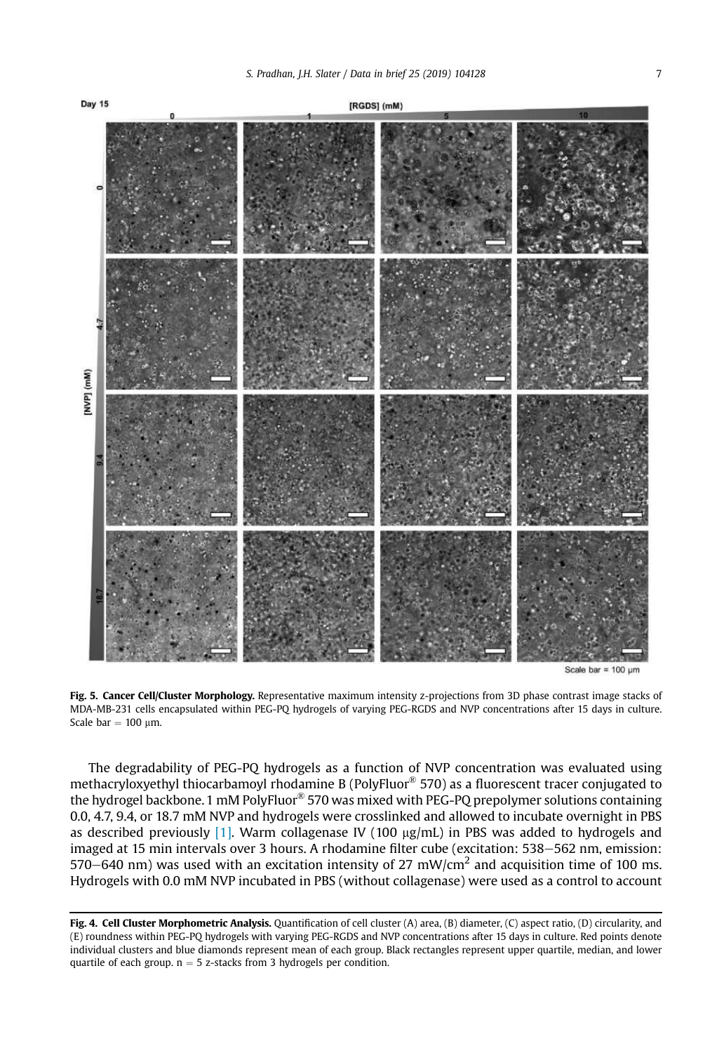**Fig. 5. Cancer Cell/Cluster Morphology.** Representative maximum intensity z-projections from 3D phase contrast image stacks of MDA-MB-231 cells encapsulated within PEG-PQ hydrogels of varying PEG-RGDS and NVP concentrations after 15 days in culture. Scale bar = 100 μm.

The degradability of PEG-PQ hydrogels as a function of NVP concentration was evaluated using methacryloxyethyl thiocarbamoyl rhodamine B (PolyFluor® 570) as a fluorescent tracer conjugated to the hydrogel backbone. 1 mM PolyFluor® 570 was mixed with PEG-PQ prepolymer solutions containing 0.0, 4.7, 9.4, or 18.7 mM NVP and hydrogels were crosslinked and allowed to incubate overnight in PBS as described previously [1]. Warm collagenase IV (100 μg/mL) in PBS was added to hydrogels and imaged at 15 min intervals over 3 hours. A rhodamine filter cube (excitation: 538–562 nm, emission: 570–640 nm) was used with an excitation intensity of 27 mW/cm$^2$ and acquisition time of 100 ms. Hydrogels with 0.0 mM NVP incubated in PBS (without collagenase) were used as a control to account

**Fig. 4. Cell Cluster Morphometric Analysis.** Quantification of cell cluster (A) area, (B) diameter, (C) aspect ratio, (D) circularity, and (E) roundness within PEG-PQ hydrogels with varying PEG-RGDS and NVP concentrations after 15 days in culture. Red points denote individual clusters and blue diamonds represent mean of each group. Black rectangles represent upper quartile, median, and lower quartile of each group. n = 5 z-stacks from 3 hydrogels per condition.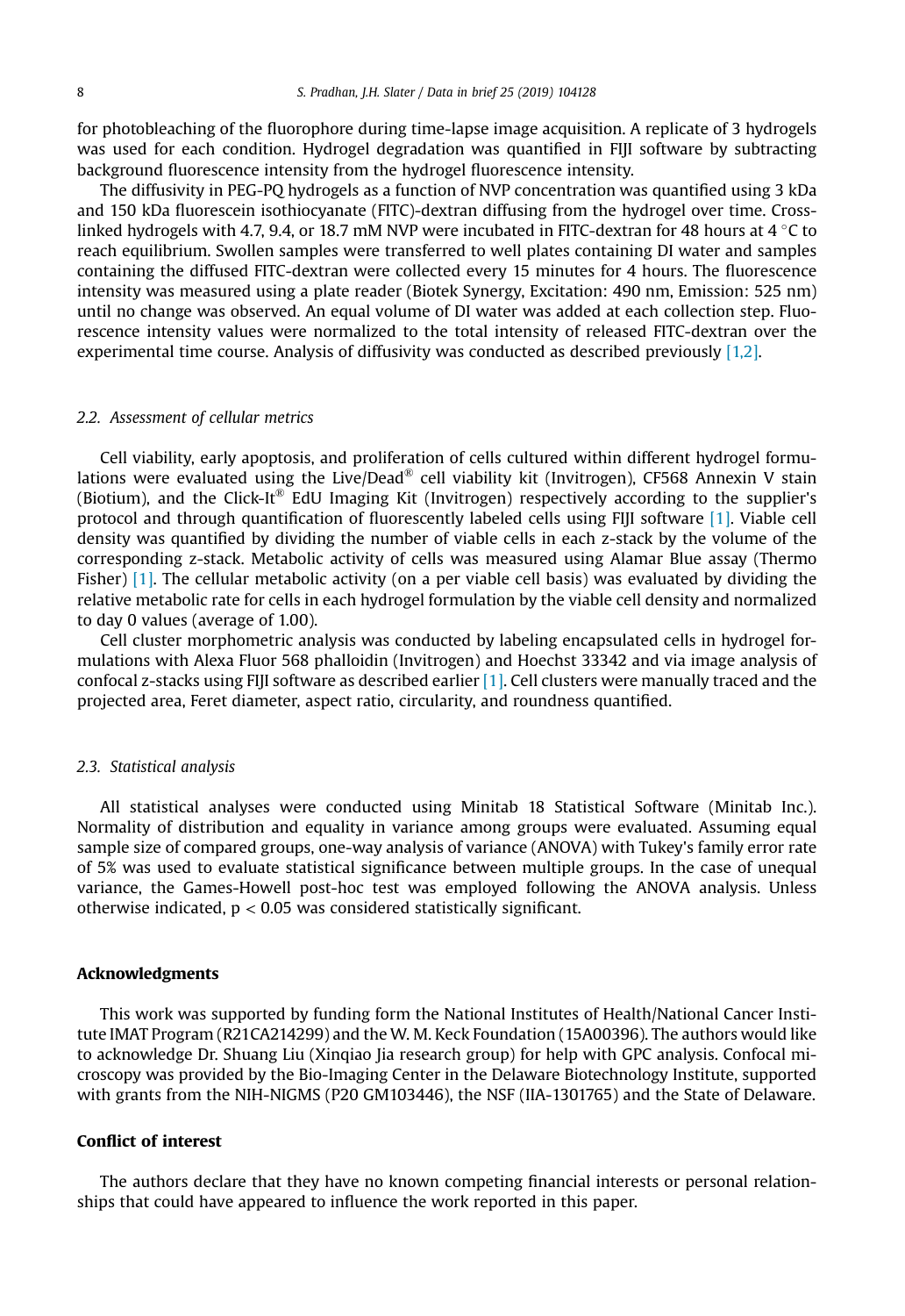for photobleaching of the fluorophore during time-lapse image acquisition. A replicate of 3 hydrogels was used for each condition. Hydrogel degradation was quantified in FIJI software by subtracting background fluorescence intensity from the hydrogel fluorescence intensity.

The diffusivity in PEG-PQ hydrogels as a function of NVP concentration was quantified using 3 kDa and 150 kDa fluorescein isothiocyanate (FITC)-dextran diffusing from the hydrogel over time. Crosslinked hydrogels with 4.7, 9.4, or 18.7 mM NVP were incubated in FITC-dextran for 48 hours at 4 °C to reach equilibrium. Swollen samples were transferred to well plates containing DI water and samples containing the diffused FITC-dextran were collected every 15 minutes for 4 hours. The fluorescence intensity was measured using a plate reader (Biotek Synergy, Excitation: 490 nm, Emission: 525 nm) until no change was observed. An equal volume of DI water was added at each collection step. Fluorescence intensity values were normalized to the total intensity of released FITC-dextran over the experimental time course. Analysis of diffusivity was conducted as described previously [1,2].

### 2.2. Assessment of cellular metrics

Cell viability, early apoptosis, and proliferation of cells cultured within different hydrogel formulations were evaluated using the Live/Dead® cell viability kit (Invitrogen), CF568 Annexin V stain (Biotium), and the Click-It® EdU Imaging Kit (Invitrogen) respectively according to the supplier's protocol and through quantification of fluorescently labeled cells using FIJI software [1]. Viable cell density was quantified by dividing the number of viable cells in each z-stack by the volume of the corresponding z-stack. Metabolic activity of cells was measured using Alamar Blue assay (Thermo Fisher) [1]. The cellular metabolic activity (on a per viable cell basis) was evaluated by dividing the relative metabolic rate for cells in each hydrogel formulation by the viable cell density and normalized to day 0 values (average of 1.00).

Cell cluster morphometric analysis was conducted by labeling encapsulated cells in hydrogel formulations with Alexa Fluor 568 phalloidin (Invitrogen) and Hoechst 33342 and via image analysis of confocal z-stacks using FIJI software as described earlier [1]. Cell clusters were manually traced and the projected area, Feret diameter, aspect ratio, circularity, and roundness quantified.

### 2.3. Statistical analysis

All statistical analyses were conducted using Minitab 18 Statistical Software (Minitab Inc.). Normality of distribution and equality in variance among groups were evaluated. Assuming equal sample size of compared groups, one-way analysis of variance (ANOVA) with Tukey's family error rate of 5% was used to evaluate statistical significance between multiple groups. In the case of unequal variance, the Games-Howell post-hoc test was employed following the ANOVA analysis. Unless otherwise indicated, $p < 0.05$ was considered statistically significant.

## Acknowledgments

This work was supported by funding form the National Institutes of Health/National Cancer Institute IMAT Program (R21CA214299) and the W. M. Keck Foundation (15A00396). The authors would like to acknowledge Dr. Shuang Liu (Xinqiao Jia research group) for help with GPC analysis. Confocal microscopy was provided by the Bio-Imaging Center in the Delaware Biotechnology Institute, supported with grants from the NIH-NIGMS (P20 GM103446), the NSF (IIA-1301765) and the State of Delaware.

## Conflict of interest

The authors declare that they have no known competing financial interests or personal relationships that could have appeared to influence the work reported in this paper.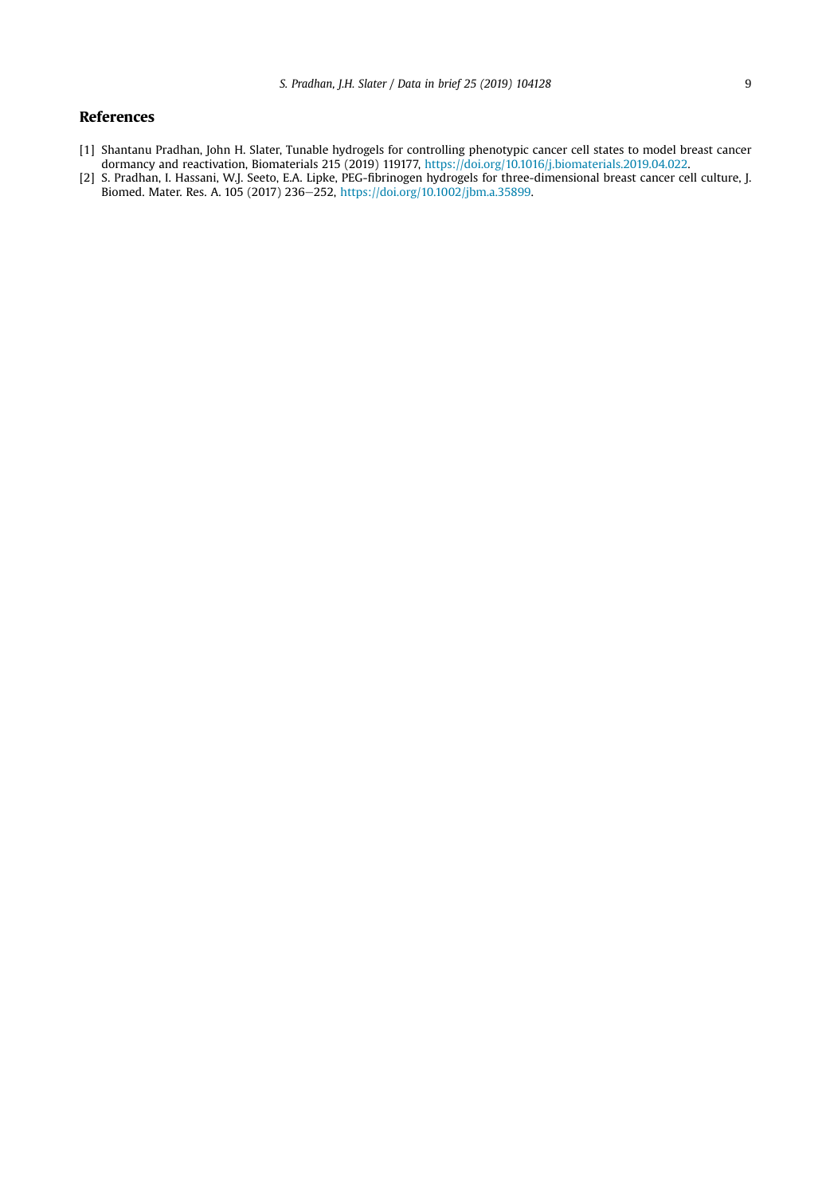## References

[1] Shantanu Pradhan, John H. Slater, Tunable hydrogels for controlling phenotypic cancer cell states to model breast cancer dormancy and reactivation, Biomaterials 215 (2019) 119177, https://doi.org/10.1016/j.biomaterials.2019.04.022.

[2] S. Pradhan, I. Hassani, W.J. Seeto, E.A. Lipke, PEG-fibrinogen hydrogels for three-dimensional breast cancer cell culture, J. Biomed. Mater. Res. A. 105 (2017) 236–252, https://doi.org/10.1002/jbm.a.35899.